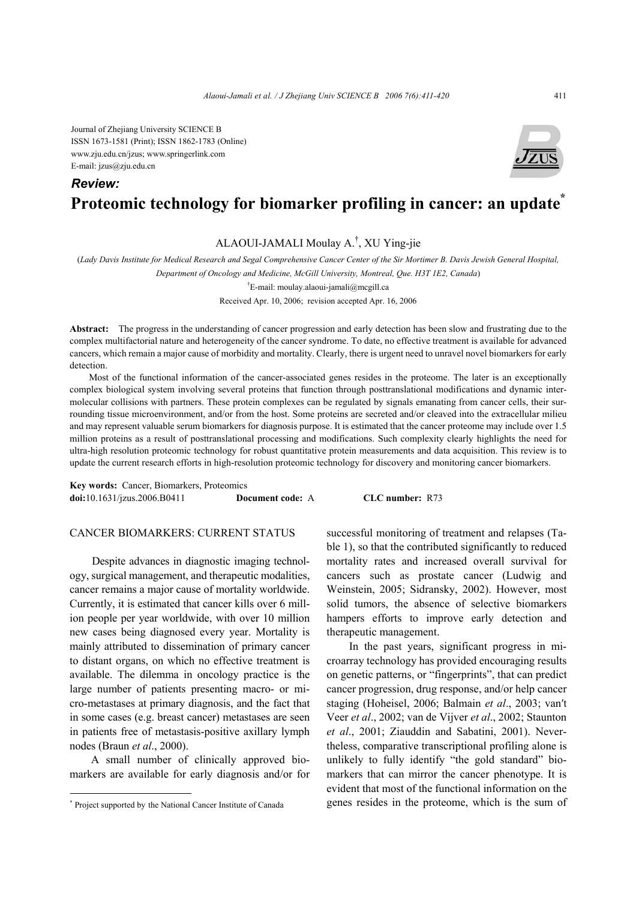Journal of Zhejiang University SCIENCE B
ISSN 1673-1581 (Print); ISSN 1862-1783 (Online)
www.zju.edu.cn/jzus; www.springerlink.com
E-mail: jzus@zju.edu.cn

*Review:*

# Proteomic technology for biomarker profiling in cancer: an update*

ALAOUI-JAMALI Moulay A.†, XU Ying-jie

(*Lady Davis Institute for Medical Research and Segal Comprehensive Cancer Center of the Sir Mortimer B. Davis Jewish General Hospital, Department of Oncology and Medicine, McGill University, Montreal, Que. H3T 1E2, Canada*)

†E-mail: moulay.alaoui-jamali@mcgill.ca

Received Apr. 10, 2006; revision accepted Apr. 16, 2006

**Abstract:** The progress in the understanding of cancer progression and early detection has been slow and frustrating due to the complex multifactorial nature and heterogeneity of the cancer syndrome. To date, no effective treatment is available for advanced cancers, which remain a major cause of morbidity and mortality. Clearly, there is urgent need to unravel novel biomarkers for early detection.

Most of the functional information of the cancer-associated genes resides in the proteome. The later is an exceptionally complex biological system involving several proteins that function through posttranslational modifications and dynamic intermolecular collisions with partners. These protein complexes can be regulated by signals emanating from cancer cells, their surrounding tissue microenvironment, and/or from the host. Some proteins are secreted and/or cleaved into the extracellular milieu and may represent valuable serum biomarkers for diagnosis purpose. It is estimated that the cancer proteome may include over 1.5 million proteins as a result of posttranslational processing and modifications. Such complexity clearly highlights the need for ultra-high resolution proteomic technology for robust quantitative protein measurements and data acquisition. This review is to update the current research efforts in high-resolution proteomic technology for discovery and monitoring cancer biomarkers.

**Key words:** Cancer, Biomarkers, Proteomics
**doi:**10.1631/jzus.2006.B0411 **Document code:** A **CLC number:** R73

## CANCER BIOMARKERS: CURRENT STATUS

Despite advances in diagnostic imaging technology, surgical management, and therapeutic modalities, cancer remains a major cause of mortality worldwide. Currently, it is estimated that cancer kills over 6 million people per year worldwide, with over 10 million new cases being diagnosed every year. Mortality is mainly attributed to dissemination of primary cancer to distant organs, on which no effective treatment is available. The dilemma in oncology practice is the large number of patients presenting macro- or micro-metastases at primary diagnosis, and the fact that in some cases (e.g. breast cancer) metastases are seen in patients free of metastasis-positive axillary lymph nodes (Braun *et al*., 2000).

A small number of clinically approved biomarkers are available for early diagnosis and/or for successful monitoring of treatment and relapses (Table 1), so that the contributed significantly to reduced mortality rates and increased overall survival for cancers such as prostate cancer (Ludwig and Weinstein, 2005; Sidransky, 2002). However, most solid tumors, the absence of selective biomarkers hampers efforts to improve early detection and therapeutic management.

In the past years, significant progress in microarray technology has provided encouraging results on genetic patterns, or "fingerprints", that can predict cancer progression, drug response, and/or help cancer staging (Hoheisel, 2006; Balmain *et al*., 2003; van′t Veer *et al*., 2002; van de Vijver *et al*., 2002; Staunton *et al*., 2001; Ziauddin and Sabatini, 2001). Nevertheless, comparative transcriptional profiling alone is unlikely to fully identify "the gold standard" biomarkers that can mirror the cancer phenotype. It is evident that most of the functional information on the genes resides in the proteome, which is the sum of

---

* Project supported by the National Cancer Institute of Canada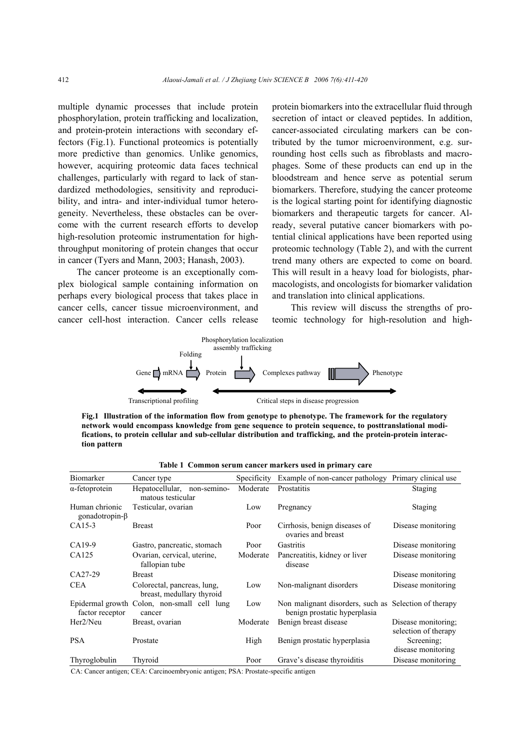multiple dynamic processes that include protein phosphorylation, protein trafficking and localization, and protein-protein interactions with secondary effectors (Fig.1). Functional proteomics is potentially more predictive than genomics. Unlike genomics, however, acquiring proteomic data faces technical challenges, particularly with regard to lack of standardized methodologies, sensitivity and reproducibility, and intra- and inter-individual tumor heterogeneity. Nevertheless, these obstacles can be overcome with the current research efforts to develop high-resolution proteomic instrumentation for high-throughput monitoring of protein changes that occur in cancer (Tyers and Mann, 2003; Hanash, 2003).

The cancer proteome is an exceptionally complex biological sample containing information on perhaps every biological process that takes place in cancer cells, cancer tissue microenvironment, and cancer cell-host interaction. Cancer cells release protein biomarkers into the extracellular fluid through secretion of intact or cleaved peptides. In addition, cancer-associated circulating markers can be contributed by the tumor microenvironment, e.g. surrounding host cells such as fibroblasts and macrophages. Some of these products can end up in the bloodstream and hence serve as potential serum biomarkers. Therefore, studying the cancer proteome is the logical starting point for identifying diagnostic biomarkers and therapeutic targets for cancer. Already, several putative cancer biomarkers with potential clinical applications have been reported using proteomic technology (Table 2), and with the current trend many others are expected to come on board. This will result in a heavy load for biologists, pharmacologists, and oncologists for biomarker validation and translation into clinical applications.

This review will discuss the strengths of proteomic technology for high-resolution and high-

Gene → mRNA → (Folding) Protein → (Phosphorylation localization assembly trafficking) Complexes pathway → Phenotype

Transcriptional profiling | Critical steps in disease progression

**Fig.1 Illustration of the information flow from genotype to phenotype. The framework for the regulatory network would encompass knowledge from gene sequence to protein sequence, to posttranslational modifications, to protein cellular and sub-cellular distribution and trafficking, and the protein-protein interaction pattern**

**Table 1 Common serum cancer markers used in primary care**

| Biomarker | Cancer type | Specificity | Example of non-cancer pathology | Primary clinical use |
|---|---|---|---|---|
| α-fetoprotein | Hepatocellular, non-seminomatous testicular | Moderate | Prostatitis | Staging |
| Human chrionic gonadotropin-β | Testicular, ovarian | Low | Pregnancy | Staging |
| CA15-3 | Breast | Poor | Cirrhosis, benign diseases of ovaries and breast | Disease monitoring |
| CA19-9 | Gastro, pancreatic, stomach | Poor | Gastritis | Disease monitoring |
| CA125 | Ovarian, cervical, uterine, fallopian tube | Moderate | Pancreatitis, kidney or liver disease | Disease monitoring |
| CA27-29 | Breast | | | Disease monitoring |
| CEA | Colorectal, pancreas, lung, breast, medullary thyroid | Low | Non-malignant disorders | Disease monitoring |
| Epidermal growth factor receptor | Colon, non-small cell lung cancer | Low | Non malignant disorders, such as benign prostatic hyperplasia | Selection of therapy |
| Her2/Neu | Breast, ovarian | Moderate | Benign breast disease | Disease monitoring; selection of therapy |
| PSA | Prostate | High | Benign prostatic hyperplasia | Screening; disease monitoring |
| Thyroglobulin | Thyroid | Poor | Grave's disease thyroiditis | Disease monitoring |

CA: Cancer antigen; CEA: Carcinoembryonic antigen; PSA: Prostate-specific antigen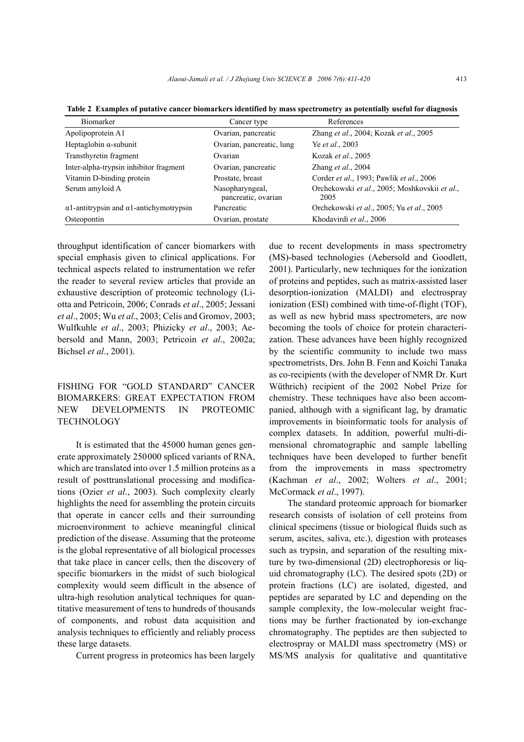**Table 2 Examples of putative cancer biomarkers identified by mass spectrometry as potentially useful for diagnosis**

| Biomarker | Cancer type | References |
|---|---|---|
| Apolipoprotein A1 | Ovarian, pancreatic | Zhang *et al*., 2004; Kozak *et al*., 2005 |
| Heptaglobin α-subunit | Ovarian, pancreatic, lung | Ye *et al*., 2003 |
| Transthyretin fragment | Ovarian | Kozak *et al*., 2005 |
| Inter-alpha-trypsin inhibitor fragment | Ovarian, pancreatic | Zhang *et al*., 2004 |
| Vitamin D-binding protein | Prostate, breast | Corder *et al*., 1993; Pawlik *et al*., 2006 |
| Serum amyloid A | Nasopharyngeal, pancreatic, ovarian | Orchekowski *et al*., 2005; Moshkovskii *et al*., 2005 |
| α1-antitrypsin and α1-antichymotrypsin | Pancreatic | Orchekowski *et al*., 2005; Yu *et al*., 2005 |
| Osteopontin | Ovarian, prostate | Khodavirdi *et al*., 2006 |

throughput identification of cancer biomarkers with special emphasis given to clinical applications. For technical aspects related to instrumentation we refer the reader to several review articles that provide an exhaustive description of proteomic technology (Liotta and Petricoin, 2006; Conrads *et al*., 2005; Jessani *et al*., 2005; Wu *et al*., 2003; Celis and Gromov, 2003; Wulfkuhle *et al*., 2003; Phizicky *et al*., 2003; Aebersold and Mann, 2003; Petricoin *et al*., 2002a; Bichsel *et al*., 2001).

## FISHING FOR "GOLD STANDARD" CANCER BIOMARKERS: GREAT EXPECTATION FROM NEW DEVELOPMENTS IN PROTEOMIC TECHNOLOGY

It is estimated that the 45000 human genes generate approximately 250000 spliced variants of RNA, which are translated into over 1.5 million proteins as a result of posttranslational processing and modifications (Ozier *et al*., 2003). Such complexity clearly highlights the need for assembling the protein circuits that operate in cancer cells and their surrounding microenvironment to achieve meaningful clinical prediction of the disease. Assuming that the proteome is the global representative of all biological processes that take place in cancer cells, then the discovery of specific biomarkers in the midst of such biological complexity would seem difficult in the absence of ultra-high resolution analytical techniques for quantitative measurement of tens to hundreds of thousands of components, and robust data acquisition and analysis techniques to efficiently and reliably process these large datasets.

Current progress in proteomics has been largely due to recent developments in mass spectrometry (MS)-based technologies (Aebersold and Goodlett, 2001). Particularly, new techniques for the ionization of proteins and peptides, such as matrix-assisted laser desorption-ionization (MALDI) and electrospray ionization (ESI) combined with time-of-flight (TOF), as well as new hybrid mass spectrometers, are now becoming the tools of choice for protein characterization. These advances have been highly recognized by the scientific community to include two mass spectrometrists, Drs. John B. Fenn and Koichi Tanaka as co-recipients (with the developer of NMR Dr. Kurt Wüthrich) recipient of the 2002 Nobel Prize for chemistry. These techniques have also been accompanied, although with a significant lag, by dramatic improvements in bioinformatic tools for analysis of complex datasets. In addition, powerful multi-dimensional chromatographic and sample labelling techniques have been developed to further benefit from the improvements in mass spectrometry (Kachman *et al*., 2002; Wolters *et al*., 2001; McCormack *et al*., 1997).

The standard proteomic approach for biomarker research consists of isolation of cell proteins from clinical specimens (tissue or biological fluids such as serum, ascites, saliva, etc.), digestion with proteases such as trypsin, and separation of the resulting mixture by two-dimensional (2D) electrophoresis or liquid chromatography (LC). The desired spots (2D) or protein fractions (LC) are isolated, digested, and peptides are separated by LC and depending on the sample complexity, the low-molecular weight fractions may be further fractionated by ion-exchange chromatography. The peptides are then subjected to electrospray or MALDI mass spectrometry (MS) or MS/MS analysis for qualitative and quantitative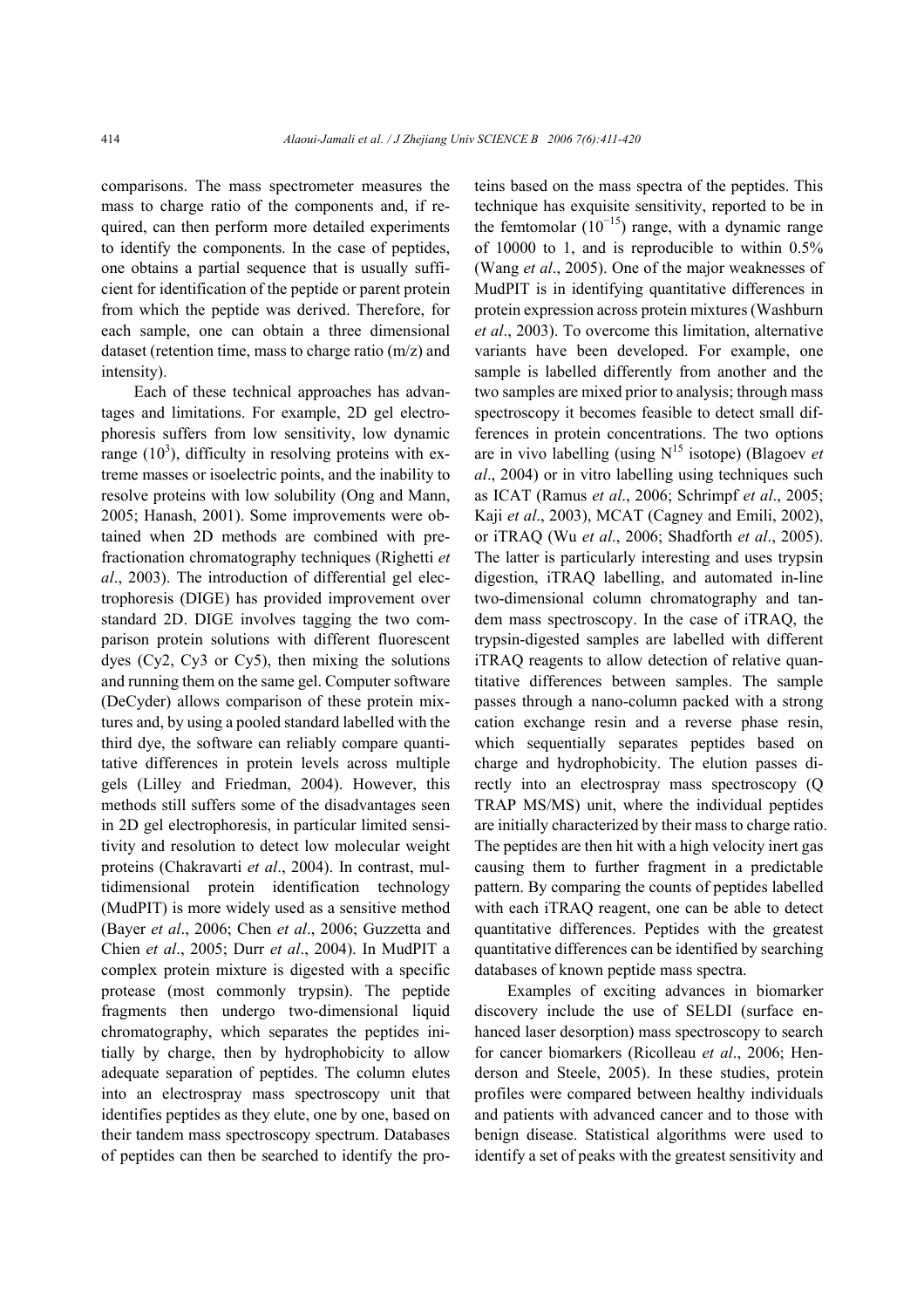comparisons. The mass spectrometer measures the mass to charge ratio of the components and, if required, can then perform more detailed experiments to identify the components. In the case of peptides, one obtains a partial sequence that is usually sufficient for identification of the peptide or parent protein from which the peptide was derived. Therefore, for each sample, one can obtain a three dimensional dataset (retention time, mass to charge ratio (m/z) and intensity).

Each of these technical approaches has advantages and limitations. For example, 2D gel electrophoresis suffers from low sensitivity, low dynamic range ($10^3$), difficulty in resolving proteins with extreme masses or isoelectric points, and the inability to resolve proteins with low solubility (Ong and Mann, 2005; Hanash, 2001). Some improvements were obtained when 2D methods are combined with prefractionation chromatography techniques (Righetti *et al*., 2003). The introduction of differential gel electrophoresis (DIGE) has provided improvement over standard 2D. DIGE involves tagging the two comparison protein solutions with different fluorescent dyes (Cy2, Cy3 or Cy5), then mixing the solutions and running them on the same gel. Computer software (DeCyder) allows comparison of these protein mixtures and, by using a pooled standard labelled with the third dye, the software can reliably compare quantitative differences in protein levels across multiple gels (Lilley and Friedman, 2004). However, this methods still suffers some of the disadvantages seen in 2D gel electrophoresis, in particular limited sensitivity and resolution to detect low molecular weight proteins (Chakravarti *et al*., 2004). In contrast, multidimensional protein identification technology (MudPIT) is more widely used as a sensitive method (Bayer *et al*., 2006; Chen *et al*., 2006; Guzzetta and Chien *et al*., 2005; Durr *et al*., 2004). In MudPIT a complex protein mixture is digested with a specific protease (most commonly trypsin). The peptide fragments then undergo two-dimensional liquid chromatography, which separates the peptides initially by charge, then by hydrophobicity to allow adequate separation of peptides. The column elutes into an electrospray mass spectroscopy unit that identifies peptides as they elute, one by one, based on their tandem mass spectroscopy spectrum. Databases of peptides can then be searched to identify the proteins based on the mass spectra of the peptides. This technique has exquisite sensitivity, reported to be in the femtomolar ($10^{-15}$) range, with a dynamic range of 10000 to 1, and is reproducible to within 0.5% (Wang *et al*., 2005). One of the major weaknesses of MudPIT is in identifying quantitative differences in protein expression across protein mixtures (Washburn *et al*., 2003). To overcome this limitation, alternative variants have been developed. For example, one sample is labelled differently from another and the two samples are mixed prior to analysis; through mass spectroscopy it becomes feasible to detect small differences in protein concentrations. The two options are in vivo labelling (using $N^{15}$ isotope) (Blagoev *et al*., 2004) or in vitro labelling using techniques such as ICAT (Ramus *et al*., 2006; Schrimpf *et al*., 2005; Kaji *et al*., 2003), MCAT (Cagney and Emili, 2002), or iTRAQ (Wu *et al*., 2006; Shadforth *et al*., 2005). The latter is particularly interesting and uses trypsin digestion, iTRAQ labelling, and automated in-line two-dimensional column chromatography and tandem mass spectroscopy. In the case of iTRAQ, the trypsin-digested samples are labelled with different iTRAQ reagents to allow detection of relative quantitative differences between samples. The sample passes through a nano-column packed with a strong cation exchange resin and a reverse phase resin, which sequentially separates peptides based on charge and hydrophobicity. The elution passes directly into an electrospray mass spectroscopy (Q TRAP MS/MS) unit, where the individual peptides are initially characterized by their mass to charge ratio. The peptides are then hit with a high velocity inert gas causing them to further fragment in a predictable pattern. By comparing the counts of peptides labelled with each iTRAQ reagent, one can be able to detect quantitative differences. Peptides with the greatest quantitative differences can be identified by searching databases of known peptide mass spectra.

Examples of exciting advances in biomarker discovery include the use of SELDI (surface enhanced laser desorption) mass spectroscopy to search for cancer biomarkers (Ricolleau *et al*., 2006; Henderson and Steele, 2005). In these studies, protein profiles were compared between healthy individuals and patients with advanced cancer and to those with benign disease. Statistical algorithms were used to identify a set of peaks with the greatest sensitivity and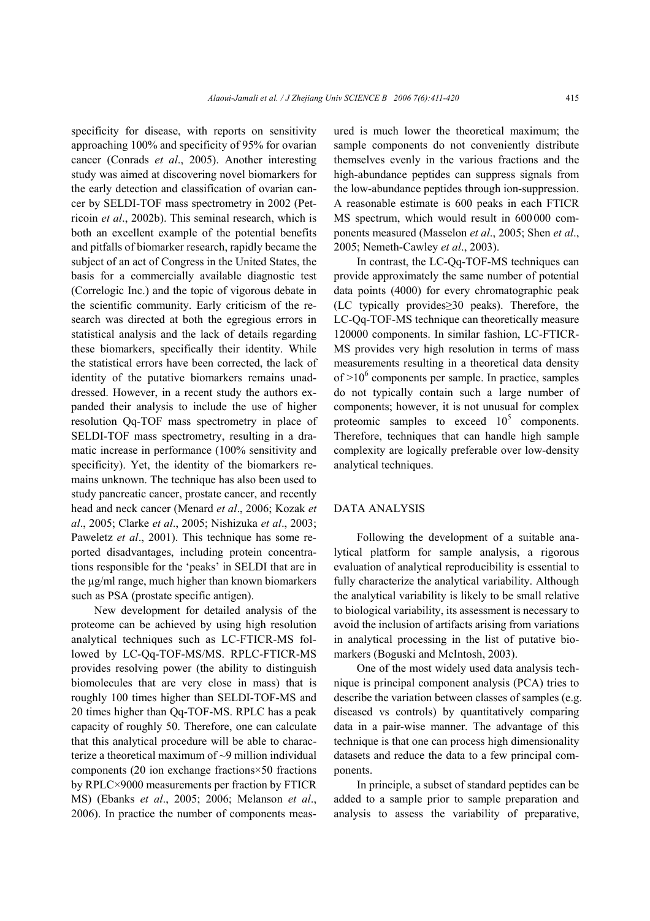specificity for disease, with reports on sensitivity approaching 100% and specificity of 95% for ovarian cancer (Conrads *et al*., 2005). Another interesting study was aimed at discovering novel biomarkers for the early detection and classification of ovarian cancer by SELDI-TOF mass spectrometry in 2002 (Petricoin *et al*., 2002b). This seminal research, which is both an excellent example of the potential benefits and pitfalls of biomarker research, rapidly became the subject of an act of Congress in the United States, the basis for a commercially available diagnostic test (Correlogic Inc.) and the topic of vigorous debate in the scientific community. Early criticism of the research was directed at both the egregious errors in statistical analysis and the lack of details regarding these biomarkers, specifically their identity. While the statistical errors have been corrected, the lack of identity of the putative biomarkers remains unaddressed. However, in a recent study the authors expanded their analysis to include the use of higher resolution Qq-TOF mass spectrometry in place of SELDI-TOF mass spectrometry, resulting in a dramatic increase in performance (100% sensitivity and specificity). Yet, the identity of the biomarkers remains unknown. The technique has also been used to study pancreatic cancer, prostate cancer, and recently head and neck cancer (Menard *et al*., 2006; Kozak *et al*., 2005; Clarke *et al*., 2005; Nishizuka *et al*., 2003; Paweletz *et al*., 2001). This technique has some reported disadvantages, including protein concentrations responsible for the 'peaks' in SELDI that are in the μg/ml range, much higher than known biomarkers such as PSA (prostate specific antigen).

New development for detailed analysis of the proteome can be achieved by using high resolution analytical techniques such as LC-FTICR-MS followed by LC-Qq-TOF-MS/MS. RPLC-FTICR-MS provides resolving power (the ability to distinguish biomolecules that are very close in mass) that is roughly 100 times higher than SELDI-TOF-MS and 20 times higher than Qq-TOF-MS. RPLC has a peak capacity of roughly 50. Therefore, one can calculate that this analytical procedure will be able to characterize a theoretical maximum of ~9 million individual components (20 ion exchange fractions×50 fractions by RPLC×9000 measurements per fraction by FTICR MS) (Ebanks *et al*., 2005; 2006; Melanson *et al*., 2006). In practice the number of components measured is much lower the theoretical maximum; the sample components do not conveniently distribute themselves evenly in the various fractions and the high-abundance peptides can suppress signals from the low-abundance peptides through ion-suppression. A reasonable estimate is 600 peaks in each FTICR MS spectrum, which would result in 600 000 components measured (Masselon *et al*., 2005; Shen *et al*., 2005; Nemeth-Cawley *et al*., 2003).

In contrast, the LC-Qq-TOF-MS techniques can provide approximately the same number of potential data points (4000) for every chromatographic peak (LC typically provides≥30 peaks). Therefore, the LC-Qq-TOF-MS technique can theoretically measure 120000 components. In similar fashion, LC-FTICR-MS provides very high resolution in terms of mass measurements resulting in a theoretical data density of $>10^6$ components per sample. In practice, samples do not typically contain such a large number of components; however, it is not unusual for complex proteomic samples to exceed $10^5$ components. Therefore, techniques that can handle high sample complexity are logically preferable over low-density analytical techniques.

## DATA ANALYSIS

Following the development of a suitable analytical platform for sample analysis, a rigorous evaluation of analytical reproducibility is essential to fully characterize the analytical variability. Although the analytical variability is likely to be small relative to biological variability, its assessment is necessary to avoid the inclusion of artifacts arising from variations in analytical processing in the list of putative biomarkers (Boguski and McIntosh, 2003).

One of the most widely used data analysis technique is principal component analysis (PCA) tries to describe the variation between classes of samples (e.g. diseased vs controls) by quantitatively comparing data in a pair-wise manner. The advantage of this technique is that one can process high dimensionality datasets and reduce the data to a few principal components.

In principle, a subset of standard peptides can be added to a sample prior to sample preparation and analysis to assess the variability of preparative,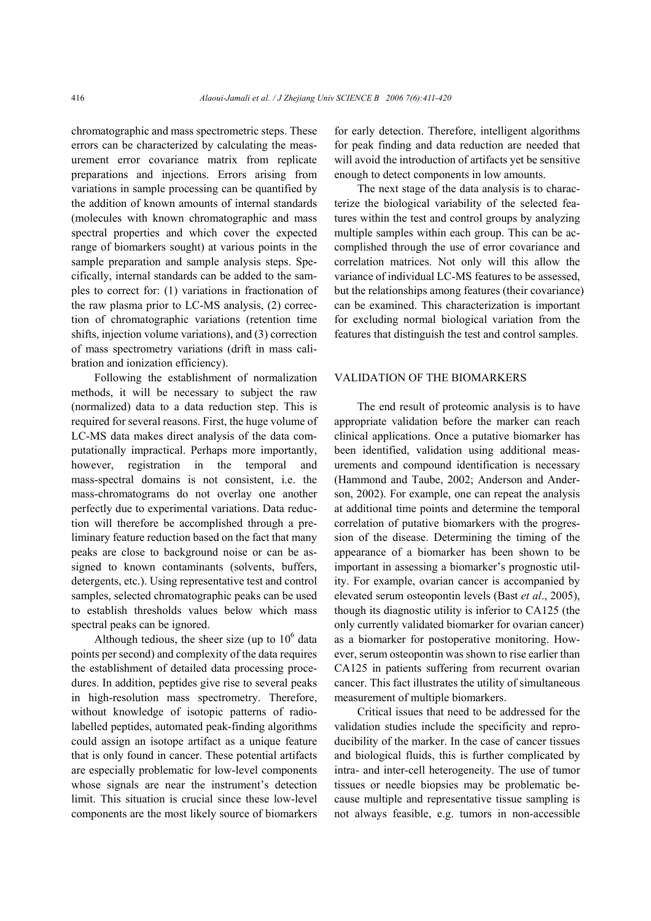chromatographic and mass spectrometric steps. These errors can be characterized by calculating the measurement error covariance matrix from replicate preparations and injections. Errors arising from variations in sample processing can be quantified by the addition of known amounts of internal standards (molecules with known chromatographic and mass spectral properties and which cover the expected range of biomarkers sought) at various points in the sample preparation and sample analysis steps. Specifically, internal standards can be added to the samples to correct for: (1) variations in fractionation of the raw plasma prior to LC-MS analysis, (2) correction of chromatographic variations (retention time shifts, injection volume variations), and (3) correction of mass spectrometry variations (drift in mass calibration and ionization efficiency).

Following the establishment of normalization methods, it will be necessary to subject the raw (normalized) data to a data reduction step. This is required for several reasons. First, the huge volume of LC-MS data makes direct analysis of the data computationally impractical. Perhaps more importantly, however, registration in the temporal and mass-spectral domains is not consistent, i.e. the mass-chromatograms do not overlay one another perfectly due to experimental variations. Data reduction will therefore be accomplished through a preliminary feature reduction based on the fact that many peaks are close to background noise or can be assigned to known contaminants (solvents, buffers, detergents, etc.). Using representative test and control samples, selected chromatographic peaks can be used to establish thresholds values below which mass spectral peaks can be ignored.

Although tedious, the sheer size (up to $10^6$ data points per second) and complexity of the data requires the establishment of detailed data processing procedures. In addition, peptides give rise to several peaks in high-resolution mass spectrometry. Therefore, without knowledge of isotopic patterns of radiolabelled peptides, automated peak-finding algorithms could assign an isotope artifact as a unique feature that is only found in cancer. These potential artifacts are especially problematic for low-level components whose signals are near the instrument's detection limit. This situation is crucial since these low-level components are the most likely source of biomarkers for early detection. Therefore, intelligent algorithms for peak finding and data reduction are needed that will avoid the introduction of artifacts yet be sensitive enough to detect components in low amounts.

The next stage of the data analysis is to characterize the biological variability of the selected features within the test and control groups by analyzing multiple samples within each group. This can be accomplished through the use of error covariance and correlation matrices. Not only will this allow the variance of individual LC-MS features to be assessed, but the relationships among features (their covariance) can be examined. This characterization is important for excluding normal biological variation from the features that distinguish the test and control samples.

## VALIDATION OF THE BIOMARKERS

The end result of proteomic analysis is to have appropriate validation before the marker can reach clinical applications. Once a putative biomarker has been identified, validation using additional measurements and compound identification is necessary (Hammond and Taube, 2002; Anderson and Anderson, 2002). For example, one can repeat the analysis at additional time points and determine the temporal correlation of putative biomarkers with the progression of the disease. Determining the timing of the appearance of a biomarker has been shown to be important in assessing a biomarker's prognostic utility. For example, ovarian cancer is accompanied by elevated serum osteopontin levels (Bast *et al*., 2005), though its diagnostic utility is inferior to CA125 (the only currently validated biomarker for ovarian cancer) as a biomarker for postoperative monitoring. However, serum osteopontin was shown to rise earlier than CA125 in patients suffering from recurrent ovarian cancer. This fact illustrates the utility of simultaneous measurement of multiple biomarkers.

Critical issues that need to be addressed for the validation studies include the specificity and reproducibility of the marker. In the case of cancer tissues and biological fluids, this is further complicated by intra- and inter-cell heterogeneity. The use of tumor tissues or needle biopsies may be problematic because multiple and representative tissue sampling is not always feasible, e.g. tumors in non-accessible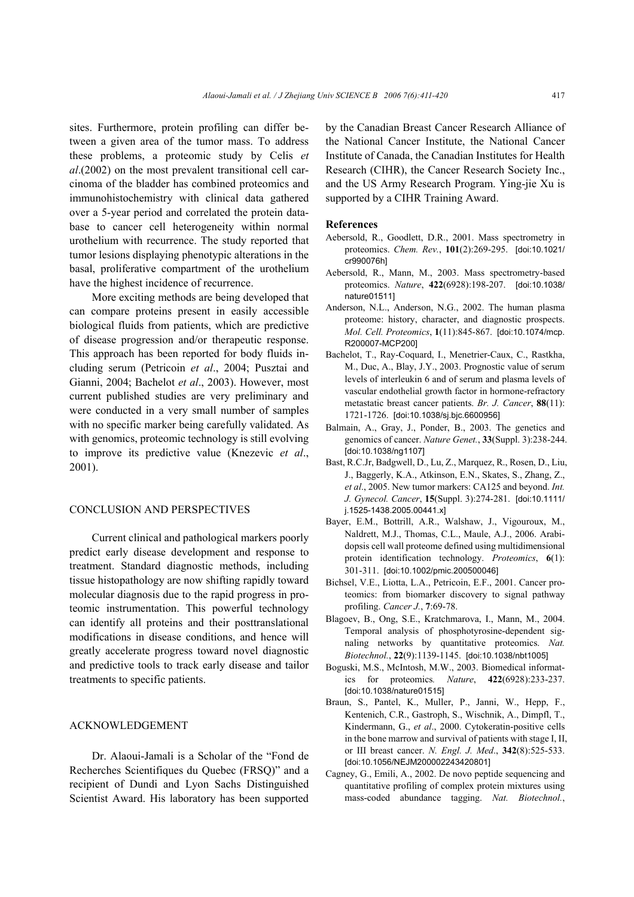sites. Furthermore, protein profiling can differ between a given area of the tumor mass. To address these problems, a proteomic study by Celis *et al*.(2002) on the most prevalent transitional cell carcinoma of the bladder has combined proteomics and immunohistochemistry with clinical data gathered over a 5-year period and correlated the protein database to cancer cell heterogeneity within normal urothelium with recurrence. The study reported that tumor lesions displaying phenotypic alterations in the basal, proliferative compartment of the urothelium have the highest incidence of recurrence.

More exciting methods are being developed that can compare proteins present in easily accessible biological fluids from patients, which are predictive of disease progression and/or therapeutic response. This approach has been reported for body fluids including serum (Petricoin *et al*., 2004; Pusztai and Gianni, 2004; Bachelot *et al*., 2003). However, most current published studies are very preliminary and were conducted in a very small number of samples with no specific marker being carefully validated. As with genomics, proteomic technology is still evolving to improve its predictive value (Knezevic *et al*., 2001).

## CONCLUSION AND PERSPECTIVES

Current clinical and pathological markers poorly predict early disease development and response to treatment. Standard diagnostic methods, including tissue histopathology are now shifting rapidly toward molecular diagnosis due to the rapid progress in proteomic instrumentation. This powerful technology can identify all proteins and their posttranslational modifications in disease conditions, and hence will greatly accelerate progress toward novel diagnostic and predictive tools to track early disease and tailor treatments to specific patients.

## ACKNOWLEDGEMENT

Dr. Alaoui-Jamali is a Scholar of the "Fond de Recherches Scientifiques du Quebec (FRSQ)" and a recipient of Dundi and Lyon Sachs Distinguished Scientist Award. His laboratory has been supported by the Canadian Breast Cancer Research Alliance of the National Cancer Institute, the National Cancer Institute of Canada, the Canadian Institutes for Health Research (CIHR), the Cancer Research Society Inc., and the US Army Research Program. Ying-jie Xu is supported by a CIHR Training Award.

## References

Aebersold, R., Goodlett, D.R., 2001. Mass spectrometry in proteomics. *Chem. Rev.*, **101**(2):269-295. [doi:10.1021/cr990076h]

Aebersold, R., Mann, M., 2003. Mass spectrometry-based proteomics. *Nature*, **422**(6928):198-207. [doi:10.1038/nature01511]

Anderson, N.L., Anderson, N.G., 2002. The human plasma proteome: history, character, and diagnostic prospects. *Mol. Cell. Proteomics*, **1**(11):845-867. [doi:10.1074/mcp.R200007-MCP200]

Bachelot, T., Ray-Coquard, I., Menetrier-Caux, C., Rastkha, M., Duc, A., Blay, J.Y., 2003. Prognostic value of serum levels of interleukin 6 and of serum and plasma levels of vascular endothelial growth factor in hormone-refractory metastatic breast cancer patients. *Br. J. Cancer*, **88**(11):1721-1726. [doi:10.1038/sj.bjc.6600956]

Balmain, A., Gray, J., Ponder, B., 2003. The genetics and genomics of cancer. *Nature Genet.*, **33**(Suppl. 3):238-244. [doi:10.1038/ng1107]

Bast, R.C.Jr, Badgwell, D., Lu, Z., Marquez, R., Rosen, D., Liu, J., Baggerly, K.A., Atkinson, E.N., Skates, S., Zhang, Z., *et al*., 2005. New tumor markers: CA125 and beyond. *Int. J. Gynecol. Cancer*, **15**(Suppl. 3):274-281. [doi:10.1111/j.1525-1438.2005.00441.x]

Bayer, E.M., Bottrill, A.R., Walshaw, J., Vigouroux, M., Naldrett, M.J., Thomas, C.L., Maule, A.J., 2006. Arabidopsis cell wall proteome defined using multidimensional protein identification technology. *Proteomics*, **6**(1):301-311. [doi:10.1002/pmic.200500046]

Bichsel, V.E., Liotta, L.A., Petricoin, E.F., 2001. Cancer proteomics: from biomarker discovery to signal pathway profiling. *Cancer J.*, **7**:69-78.

Blagoev, B., Ong, S.E., Kratchmarova, I., Mann, M., 2004. Temporal analysis of phosphotyrosine-dependent signaling networks by quantitative proteomics. *Nat. Biotechnol.*, **22**(9):1139-1145. [doi:10.1038/nbt1005]

Boguski, M.S., McIntosh, M.W., 2003. Biomedical informatics for proteomics. *Nature*, **422**(6928):233-237. [doi:10.1038/nature01515]

Braun, S., Pantel, K., Muller, P., Janni, W., Hepp, F., Kentenich, C.R., Gastroph, S., Wischnik, A., Dimpfl, T., Kindermann, G., *et al*., 2000. Cytokeratin-positive cells in the bone marrow and survival of patients with stage I, II, or III breast cancer. *N. Engl. J. Med*., **342**(8):525-533. [doi:10.1056/NEJM200002243420801]

Cagney, G., Emili, A., 2002. De novo peptide sequencing and quantitative profiling of complex protein mixtures using mass-coded abundance tagging. *Nat. Biotechnol.*,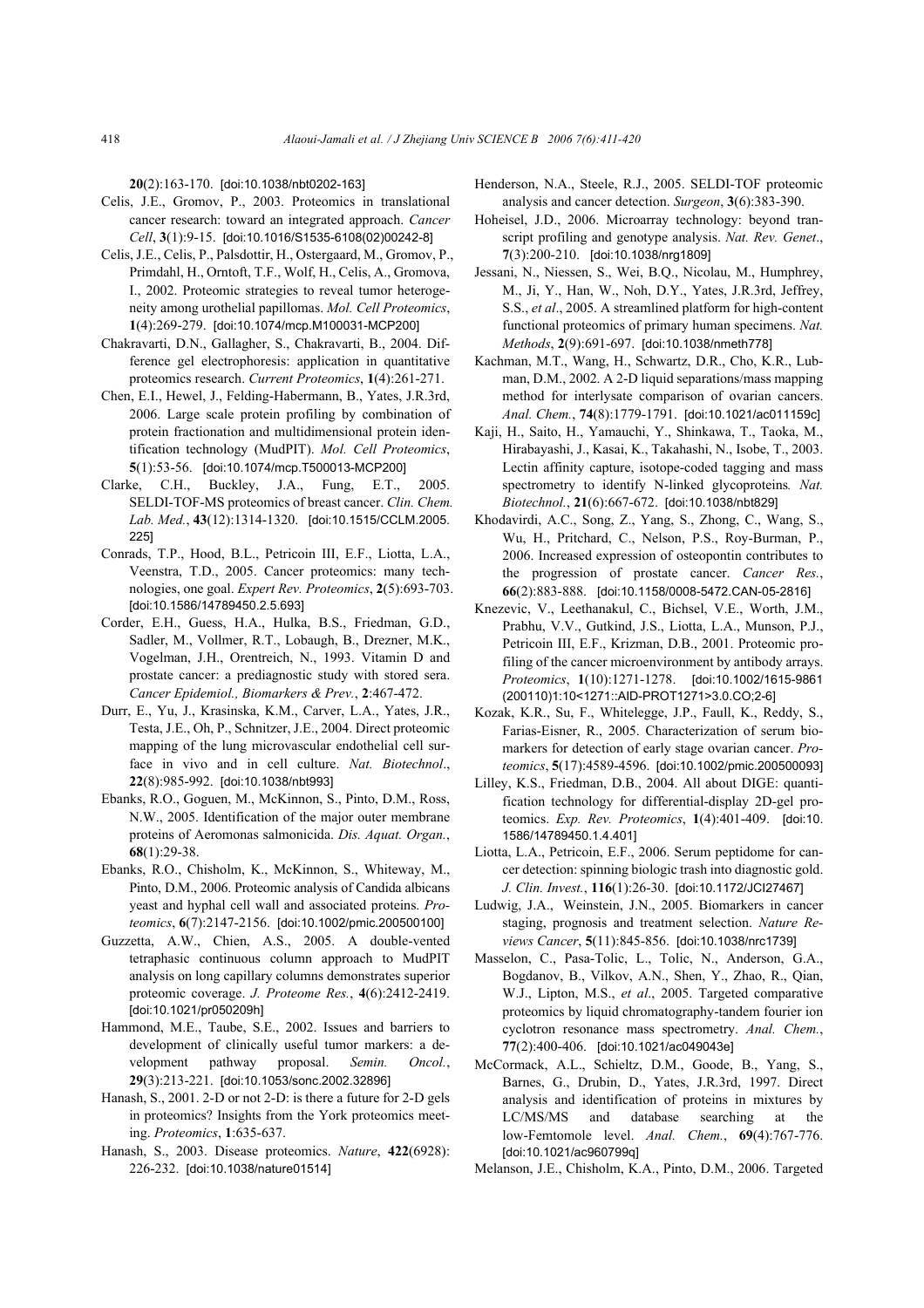**20**(2):163-170. [doi:10.1038/nbt0202-163]

Celis, J.E., Gromov, P., 2003. Proteomics in translational cancer research: toward an integrated approach. *Cancer Cell*, **3**(1):9-15. [doi:10.1016/S1535-6108(02)00242-8]

Celis, J.E., Celis, P., Palsdottir, H., Ostergaard, M., Gromov, P., Primdahl, H., Orntoft, T.F., Wolf, H., Celis, A., Gromova, I., 2002. Proteomic strategies to reveal tumor heterogeneity among urothelial papillomas. *Mol. Cell Proteomics*, **1**(4):269-279. [doi:10.1074/mcp.M100031-MCP200]

Chakravarti, D.N., Gallagher, S., Chakravarti, B., 2004. Difference gel electrophoresis: application in quantitative proteomics research. *Current Proteomics*, **1**(4):261-271.

Chen, E.I., Hewel, J., Felding-Habermann, B., Yates, J.R.3rd, 2006. Large scale protein profiling by combination of protein fractionation and multidimensional protein identification technology (MudPIT). *Mol. Cell Proteomics*, **5**(1):53-56. [doi:10.1074/mcp.T500013-MCP200]

Clarke, C.H., Buckley, J.A., Fung, E.T., 2005. SELDI-TOF-MS proteomics of breast cancer. *Clin. Chem. Lab. Med.*, **43**(12):1314-1320. [doi:10.1515/CCLM.2005.225]

Conrads, T.P., Hood, B.L., Petricoin III, E.F., Liotta, L.A., Veenstra, T.D., 2005. Cancer proteomics: many technologies, one goal. *Expert Rev. Proteomics*, **2**(5):693-703. [doi:10.1586/14789450.2.5.693]

Corder, E.H., Guess, H.A., Hulka, B.S., Friedman, G.D., Sadler, M., Vollmer, R.T., Lobaugh, B., Drezner, M.K., Vogelman, J.H., Orentreich, N., 1993. Vitamin D and prostate cancer: a prediagnostic study with stored sera. *Cancer Epidemiol., Biomarkers & Prev.*, **2**:467-472.

Durr, E., Yu, J., Krasinska, K.M., Carver, L.A., Yates, J.R., Testa, J.E., Oh, P., Schnitzer, J.E., 2004. Direct proteomic mapping of the lung microvascular endothelial cell surface in vivo and in cell culture. *Nat. Biotechnol*., **22**(8):985-992. [doi:10.1038/nbt993]

Ebanks, R.O., Goguen, M., McKinnon, S., Pinto, D.M., Ross, N.W., 2005. Identification of the major outer membrane proteins of Aeromonas salmonicida. *Dis. Aquat. Organ.*, **68**(1):29-38.

Ebanks, R.O., Chisholm, K., McKinnon, S., Whiteway, M., Pinto, D.M., 2006. Proteomic analysis of Candida albicans yeast and hyphal cell wall and associated proteins. *Proteomics*, **6**(7):2147-2156. [doi:10.1002/pmic.200500100]

Guzzetta, A.W., Chien, A.S., 2005. A double-vented tetraphasic continuous column approach to MudPIT analysis on long capillary columns demonstrates superior proteomic coverage. *J. Proteome Res.*, **4**(6):2412-2419. [doi:10.1021/pr050209h]

Hammond, M.E., Taube, S.E., 2002. Issues and barriers to development of clinically useful tumor markers: a development pathway proposal. *Semin. Oncol.*, **29**(3):213-221. [doi:10.1053/sonc.2002.32896]

Hanash, S., 2001. 2-D or not 2-D: is there a future for 2-D gels in proteomics? Insights from the York proteomics meeting. *Proteomics*, **1**:635-637.

Hanash, S., 2003. Disease proteomics. *Nature*, **422**(6928):226-232. [doi:10.1038/nature01514]

Henderson, N.A., Steele, R.J., 2005. SELDI-TOF proteomic analysis and cancer detection. *Surgeon*, **3**(6):383-390.

Hoheisel, J.D., 2006. Microarray technology: beyond transcript profiling and genotype analysis. *Nat. Rev. Genet*., **7**(3):200-210. [doi:10.1038/nrg1809]

Jessani, N., Niessen, S., Wei, B.Q., Nicolau, M., Humphrey, M., Ji, Y., Han, W., Noh, D.Y., Yates, J.R.3rd, Jeffrey, S.S., *et al*., 2005. A streamlined platform for high-content functional proteomics of primary human specimens. *Nat. Methods*, **2**(9):691-697. [doi:10.1038/nmeth778]

Kachman, M.T., Wang, H., Schwartz, D.R., Cho, K.R., Lubman, D.M., 2002. A 2-D liquid separations/mass mapping method for interlysate comparison of ovarian cancers. *Anal. Chem.*, **74**(8):1779-1791. [doi:10.1021/ac011159c]

Kaji, H., Saito, H., Yamauchi, Y., Shinkawa, T., Taoka, M., Hirabayashi, J., Kasai, K., Takahashi, N., Isobe, T., 2003. Lectin affinity capture, isotope-coded tagging and mass spectrometry to identify N-linked glycoproteins*. Nat. Biotechnol.*, **21**(6):667-672. [doi:10.1038/nbt829]

Khodavirdi, A.C., Song, Z., Yang, S., Zhong, C., Wang, S., Wu, H., Pritchard, C., Nelson, P.S., Roy-Burman, P., 2006. Increased expression of osteopontin contributes to the progression of prostate cancer. *Cancer Res.*, **66**(2):883-888. [doi:10.1158/0008-5472.CAN-05-2816]

Knezevic, V., Leethanakul, C., Bichsel, V.E., Worth, J.M., Prabhu, V.V., Gutkind, J.S., Liotta, L.A., Munson, P.J., Petricoin III, E.F., Krizman, D.B., 2001. Proteomic profiling of the cancer microenvironment by antibody arrays. *Proteomics*, **1**(10):1271-1278. [doi:10.1002/1615-9861(200110)1:10<1271::AID-PROT1271>3.0.CO;2-6]

Kozak, K.R., Su, F., Whitelegge, J.P., Faull, K., Reddy, S., Farias-Eisner, R., 2005. Characterization of serum biomarkers for detection of early stage ovarian cancer. *Proteomics*, **5**(17):4589-4596. [doi:10.1002/pmic.200500093]

Lilley, K.S., Friedman, D.B., 2004. All about DIGE: quantification technology for differential-display 2D-gel proteomics. *Exp. Rev. Proteomics*, **1**(4):401-409. [doi:10.1586/14789450.1.4.401]

Liotta, L.A., Petricoin, E.F., 2006. Serum peptidome for cancer detection: spinning biologic trash into diagnostic gold. *J. Clin. Invest.*, **116**(1):26-30. [doi:10.1172/JCI27467]

Ludwig, J.A., Weinstein, J.N., 2005. Biomarkers in cancer staging, prognosis and treatment selection. *Nature Reviews Cancer*, **5**(11):845-856. [doi:10.1038/nrc1739]

Masselon, C., Pasa-Tolic, L., Tolic, N., Anderson, G.A., Bogdanov, B., Vilkov, A.N., Shen, Y., Zhao, R., Qian, W.J., Lipton, M.S., *et al*., 2005. Targeted comparative proteomics by liquid chromatography-tandem fourier ion cyclotron resonance mass spectrometry. *Anal. Chem.*, **77**(2):400-406. [doi:10.1021/ac049043e]

McCormack, A.L., Schieltz, D.M., Goode, B., Yang, S., Barnes, G., Drubin, D., Yates, J.R.3rd, 1997. Direct analysis and identification of proteins in mixtures by LC/MS/MS and database searching at the low-Femtomole level. *Anal. Chem.*, **69**(4):767-776. [doi:10.1021/ac960799q]

Melanson, J.E., Chisholm, K.A., Pinto, D.M., 2006. Targeted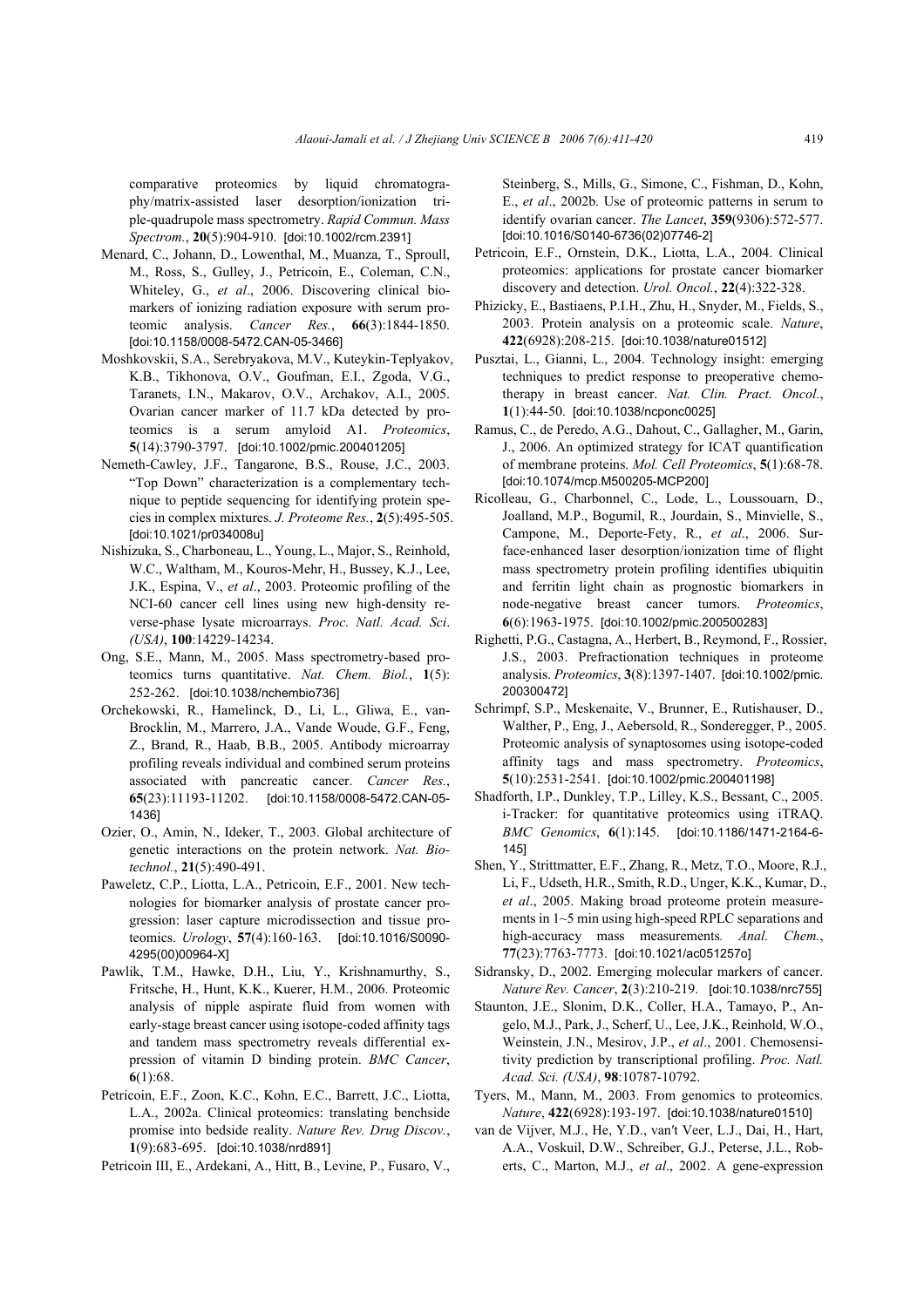comparative proteomics by liquid chromatography/matrix-assisted laser desorption/ionization triple-quadrupole mass spectrometry. *Rapid Commun. Mass Spectrom.*, **20**(5):904-910. [doi:10.1002/rcm.2391]

Menard, C., Johann, D., Lowenthal, M., Muanza, T., Sproull, M., Ross, S., Gulley, J., Petricoin, E., Coleman, C.N., Whiteley, G., *et al*., 2006. Discovering clinical biomarkers of ionizing radiation exposure with serum proteomic analysis. *Cancer Res.*, **66**(3):1844-1850. [doi:10.1158/0008-5472.CAN-05-3466]

Moshkovskii, S.A., Serebryakova, M.V., Kuteykin-Teplyakov, K.B., Tikhonova, O.V., Goufman, E.I., Zgoda, V.G., Taranets, I.N., Makarov, O.V., Archakov, A.I., 2005. Ovarian cancer marker of 11.7 kDa detected by proteomics is a serum amyloid A1. *Proteomics*, **5**(14):3790-3797. [doi:10.1002/pmic.200401205]

Nemeth-Cawley, J.F., Tangarone, B.S., Rouse, J.C., 2003. "Top Down" characterization is a complementary technique to peptide sequencing for identifying protein species in complex mixtures. *J. Proteome Res.*, **2**(5):495-505. [doi:10.1021/pr034008u]

Nishizuka, S., Charboneau, L., Young, L., Major, S., Reinhold, W.C., Waltham, M., Kouros-Mehr, H., Bussey, K.J., Lee, J.K., Espina, V., *et al*., 2003. Proteomic profiling of the NCI-60 cancer cell lines using new high-density reverse-phase lysate microarrays. *Proc. Natl. Acad. Sci. (USA)*, **100**:14229-14234.

Ong, S.E., Mann, M., 2005. Mass spectrometry-based proteomics turns quantitative. *Nat. Chem. Biol.*, **1**(5):252-262. [doi:10.1038/nchembio736]

Orchekowski, R., Hamelinck, D., Li, L., Gliwa, E., vanBrocklin, M., Marrero, J.A., Vande Woude, G.F., Feng, Z., Brand, R., Haab, B.B., 2005. Antibody microarray profiling reveals individual and combined serum proteins associated with pancreatic cancer. *Cancer Res.*, **65**(23):11193-11202. [doi:10.1158/0008-5472.CAN-05-1436]

Ozier, O., Amin, N., Ideker, T., 2003. Global architecture of genetic interactions on the protein network. *Nat. Biotechnol.*, **21**(5):490-491.

Paweletz, C.P., Liotta, L.A., Petricoin, E.F., 2001. New technologies for biomarker analysis of prostate cancer progression: laser capture microdissection and tissue proteomics. *Urology*, **57**(4):160-163. [doi:10.1016/S0090-4295(00)00964-X]

Pawlik, T.M., Hawke, D.H., Liu, Y., Krishnamurthy, S., Fritsche, H., Hunt, K.K., Kuerer, H.M., 2006. Proteomic analysis of nipple aspirate fluid from women with early-stage breast cancer using isotope-coded affinity tags and tandem mass spectrometry reveals differential expression of vitamin D binding protein. *BMC Cancer*, **6**(1):68.

Petricoin, E.F., Zoon, K.C., Kohn, E.C., Barrett, J.C., Liotta, L.A., 2002a. Clinical proteomics: translating benchside promise into bedside reality. *Nature Rev. Drug Discov.*, **1**(9):683-695. [doi:10.1038/nrd891]

Petricoin III, E., Ardekani, A., Hitt, B., Levine, P., Fusaro, V., Steinberg, S., Mills, G., Simone, C., Fishman, D., Kohn, E., *et al*., 2002b. Use of proteomic patterns in serum to identify ovarian cancer. *The Lancet*, **359**(9306):572-577. [doi:10.1016/S0140-6736(02)07746-2]

Petricoin, E.F., Ornstein, D.K., Liotta, L.A., 2004. Clinical proteomics: applications for prostate cancer biomarker discovery and detection. *Urol. Oncol.*, **22**(4):322-328.

Phizicky, E., Bastiaens, P.I.H., Zhu, H., Snyder, M., Fields, S., 2003. Protein analysis on a proteomic scale. *Nature*, **422**(6928):208-215. [doi:10.1038/nature01512]

Pusztai, L., Gianni, L., 2004. Technology insight: emerging techniques to predict response to preoperative chemotherapy in breast cancer. *Nat. Clin. Pract. Oncol.*, **1**(1):44-50. [doi:10.1038/ncponc0025]

Ramus, C., de Peredo, A.G., Dahout, C., Gallagher, M., Garin, J., 2006. An optimized strategy for ICAT quantification of membrane proteins. *Mol. Cell Proteomics*, **5**(1):68-78. [doi:10.1074/mcp.M500205-MCP200]

Ricolleau, G., Charbonnel, C., Lode, L., Loussouarn, D., Joalland, M.P., Bogumil, R., Jourdain, S., Minvielle, S., Campone, M., Deporte-Fety, R., *et al*., 2006. Surface-enhanced laser desorption/ionization time of flight mass spectrometry protein profiling identifies ubiquitin and ferritin light chain as prognostic biomarkers in node-negative breast cancer tumors. *Proteomics*, **6**(6):1963-1975. [doi:10.1002/pmic.200500283]

Righetti, P.G., Castagna, A., Herbert, B., Reymond, F., Rossier, J.S., 2003. Prefractionation techniques in proteome analysis. *Proteomics*, **3**(8):1397-1407. [doi:10.1002/pmic.200300472]

Schrimpf, S.P., Meskenaite, V., Brunner, E., Rutishauser, D., Walther, P., Eng, J., Aebersold, R., Sonderegger, P., 2005. Proteomic analysis of synaptosomes using isotope-coded affinity tags and mass spectrometry. *Proteomics*, **5**(10):2531-2541. [doi:10.1002/pmic.200401198]

Shadforth, I.P., Dunkley, T.P., Lilley, K.S., Bessant, C., 2005. i-Tracker: for quantitative proteomics using iTRAQ. *BMC Genomics*, **6**(1):145. [doi:10.1186/1471-2164-6-145]

Shen, Y., Strittmatter, E.F., Zhang, R., Metz, T.O., Moore, R.J., Li, F., Udseth, H.R., Smith, R.D., Unger, K.K., Kumar, D., *et al*., 2005. Making broad proteome protein measurements in 1~5 min using high-speed RPLC separations and high-accuracy mass measurements. *Anal. Chem.*, **77**(23):7763-7773. [doi:10.1021/ac051257o]

Sidransky, D., 2002. Emerging molecular markers of cancer. *Nature Rev. Cancer*, **2**(3):210-219. [doi:10.1038/nrc755]

Staunton, J.E., Slonim, D.K., Coller, H.A., Tamayo, P., Angelo, M.J., Park, J., Scherf, U., Lee, J.K., Reinhold, W.O., Weinstein, J.N., Mesirov, J.P., *et al*., 2001. Chemosensitivity prediction by transcriptional profiling. *Proc. Natl. Acad. Sci. (USA)*, **98**:10787-10792.

Tyers, M., Mann, M., 2003. From genomics to proteomics. *Nature*, **422**(6928):193-197. [doi:10.1038/nature01510]

van de Vijver, M.J., He, Y.D., van′t Veer, L.J., Dai, H., Hart, A.A., Voskuil, D.W., Schreiber, G.J., Peterse, J.L., Roberts, C., Marton, M.J., *et al*., 2002. A gene-expression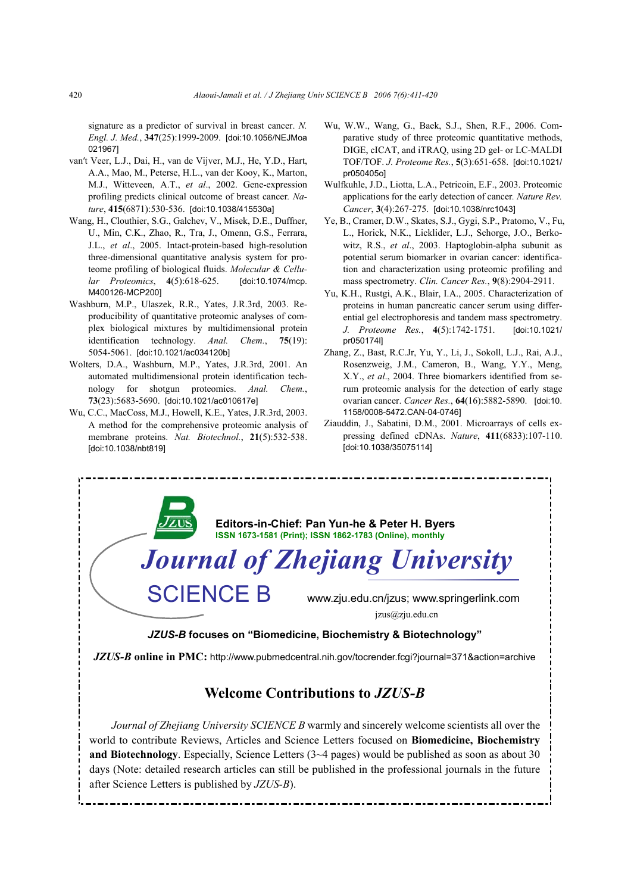signature as a predictor of survival in breast cancer. *N. Engl. J. Med.*, **347**(25):1999-2009. [doi:10.1056/NEJMoa021967]

van't Veer, L.J., Dai, H., van de Vijver, M.J., He, Y.D., Hart, A.A., Mao, M., Peterse, H.L., van der Kooy, K., Marton, M.J., Witteveen, A.T., *et al*., 2002. Gene-expression profiling predicts clinical outcome of breast cancer. *Nature*, **415**(6871):530-536. [doi:10.1038/415530a]

Wang, H., Clouthier, S.G., Galchev, V., Misek, D.E., Duffner, U., Min, C.K., Zhao, R., Tra, J., Omenn, G.S., Ferrara, J.L., *et al*., 2005. Intact-protein-based high-resolution three-dimensional quantitative analysis system for proteome profiling of biological fluids. *Molecular & Cellular Proteomics*, **4**(5):618-625. [doi:10.1074/mcp.M400126-MCP200]

Washburn, M.P., Ulaszek, R.R., Yates, J.R.3rd, 2003. Reproducibility of quantitative proteomic analyses of complex biological mixtures by multidimensional protein identification technology. *Anal. Chem.*, **75**(19):5054-5061. [doi:10.1021/ac034120b]

Wolters, D.A., Washburn, M.P., Yates, J.R.3rd, 2001. An automated multidimensional protein identification technology for shotgun proteomics. *Anal. Chem.*, **73**(23):5683-5690. [doi:10.1021/ac010617e]

Wu, C.C., MacCoss, M.J., Howell, K.E., Yates, J.R.3rd, 2003. A method for the comprehensive proteomic analysis of membrane proteins. *Nat. Biotechnol.*, **21**(5):532-538. [doi:10.1038/nbt819]

Wu, W.W., Wang, G., Baek, S.J., Shen, R.F., 2006. Comparative study of three proteomic quantitative methods, DIGE, cICAT, and iTRAQ, using 2D gel- or LC-MALDI TOF/TOF. *J. Proteome Res.*, **5**(3):651-658. [doi:10.1021/pr050405o]

Wulfkuhle, J.D., Liotta, L.A., Petricoin, E.F., 2003. Proteomic applications for the early detection of cancer. *Nature Rev. Cancer*, **3**(4):267-275. [doi:10.1038/nrc1043]

Ye, B., Cramer, D.W., Skates, S.J., Gygi, S.P., Pratomo, V., Fu, L., Horick, N.K., Licklider, L.J., Schorge, J.O., Berkowitz, R.S., *et al*., 2003. Haptoglobin-alpha subunit as potential serum biomarker in ovarian cancer: identification and characterization using proteomic profiling and mass spectrometry. *Clin. Cancer Res.*, **9**(8):2904-2911.

Yu, K.H., Rustgi, A.K., Blair, I.A., 2005. Characterization of proteins in human pancreatic cancer serum using differential gel electrophoresis and tandem mass spectrometry. *J. Proteome Res.*, **4**(5):1742-1751. [doi:10.1021/pr050174l]

Zhang, Z., Bast, R.C.Jr, Yu, Y., Li, J., Sokoll, L.J., Rai, A.J., Rosenzweig, J.M., Cameron, B., Wang, Y.Y., Meng, X.Y., *et al*., 2004. Three biomarkers identified from serum proteomic analysis for the detection of early stage ovarian cancer. *Cancer Res.*, **64**(16):5882-5890. [doi:10.1158/0008-5472.CAN-04-0746]

Ziauddin, J., Sabatini, D.M., 2001. Microarrays of cells expressing defined cDNAs. *Nature*, **411**(6833):107-110. [doi:10.1038/35075114]

---

**Editors-in-Chief: Pan Yun-he & Peter H. Byers**
**ISSN 1673-1581 (Print); ISSN 1862-1783 (Online), monthly**

# *Journal of Zhejiang University* SCIENCE B

www.zju.edu.cn/jzus; www.springerlink.com

jzus@zju.edu.cn

***JZUS-B* focuses on "Biomedicine, Biochemistry & Biotechnology"**

***JZUS-B* online in PMC:** http://www.pubmedcentral.nih.gov/tocrender.fcgi?journal=371&action=archive

## Welcome Contributions to *JZUS-B*

*Journal of Zhejiang University SCIENCE B* warmly and sincerely welcome scientists all over the world to contribute Reviews, Articles and Science Letters focused on **Biomedicine, Biochemistry and Biotechnology**. Especially, Science Letters (3~4 pages) would be published as soon as about 30 days (Note: detailed research articles can still be published in the professional journals in the future after Science Letters is published by *JZUS-B*).